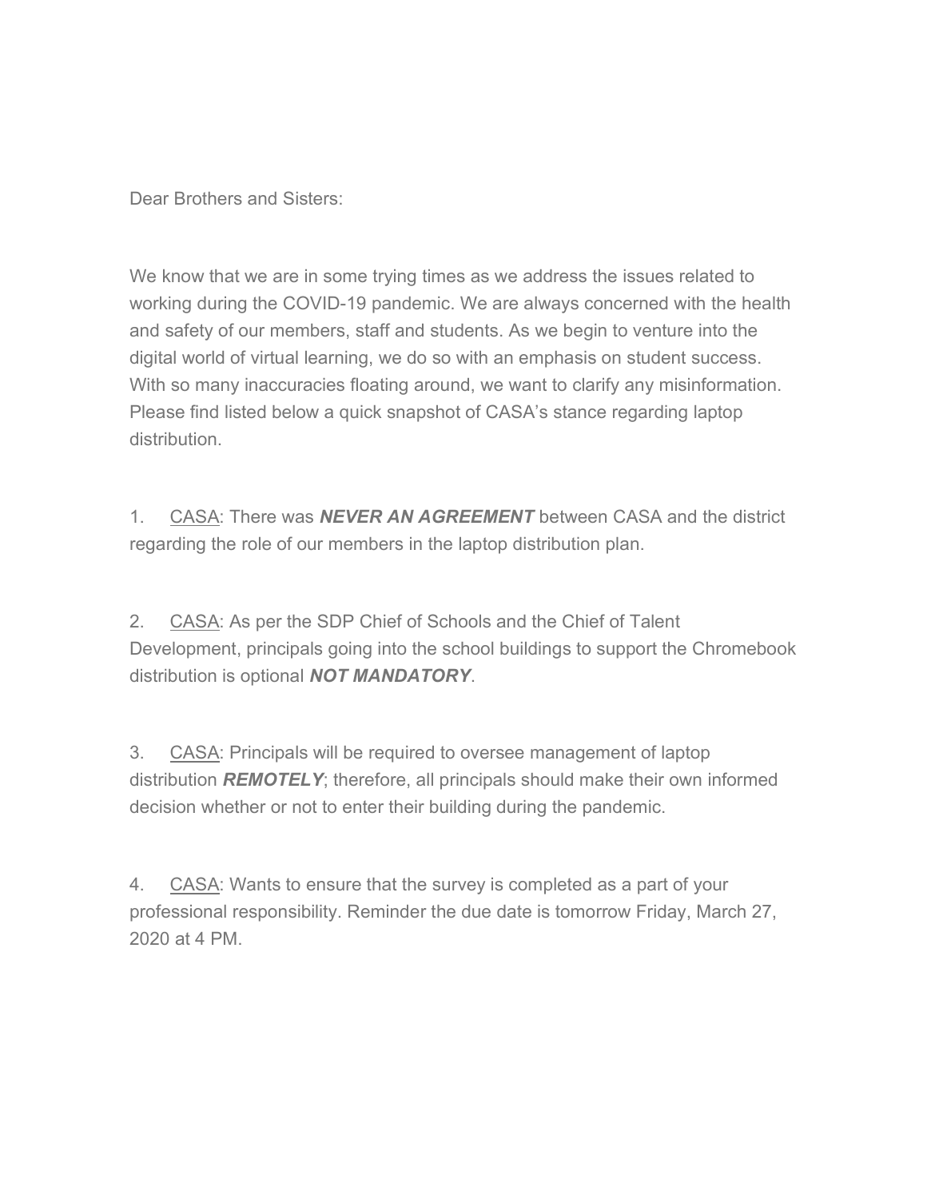Dear Brothers and Sisters:

We know that we are in some trying times as we address the issues related to working during the COVID-19 pandemic. We are always concerned with the health and safety of our members, staff and students. As we begin to venture into the digital world of virtual learning, we do so with an emphasis on student success. With so many inaccuracies floating around, we want to clarify any misinformation. Please find listed below a quick snapshot of CASA's stance regarding laptop distribution.

1. <u>CASA</u>: There was ***NEVER AN AGREEMENT*** between CASA and the district regarding the role of our members in the laptop distribution plan.

2. <u>CASA</u>: As per the SDP Chief of Schools and the Chief of Talent Development, principals going into the school buildings to support the Chromebook distribution is optional ***NOT MANDATORY***.

3. <u>CASA</u>: Principals will be required to oversee management of laptop distribution ***REMOTELY***; therefore, all principals should make their own informed decision whether or not to enter their building during the pandemic.

4. <u>CASA</u>: Wants to ensure that the survey is completed as a part of your professional responsibility. Reminder the due date is tomorrow Friday, March 27, 2020 at 4 PM.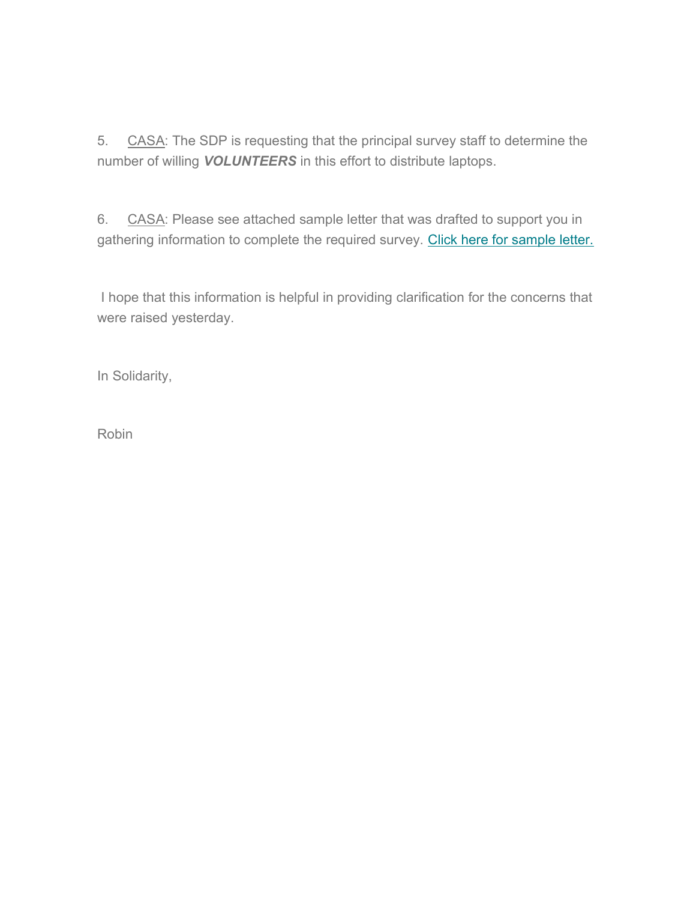5. <u>CASA</u>: The SDP is requesting that the principal survey staff to determine the number of willing ***VOLUNTEERS*** in this effort to distribute laptops.

6. <u>CASA</u>: Please see attached sample letter that was drafted to support you in gathering information to complete the required survey. [Click here for sample letter.]

I hope that this information is helpful in providing clarification for the concerns that were raised yesterday.

In Solidarity,

Robin